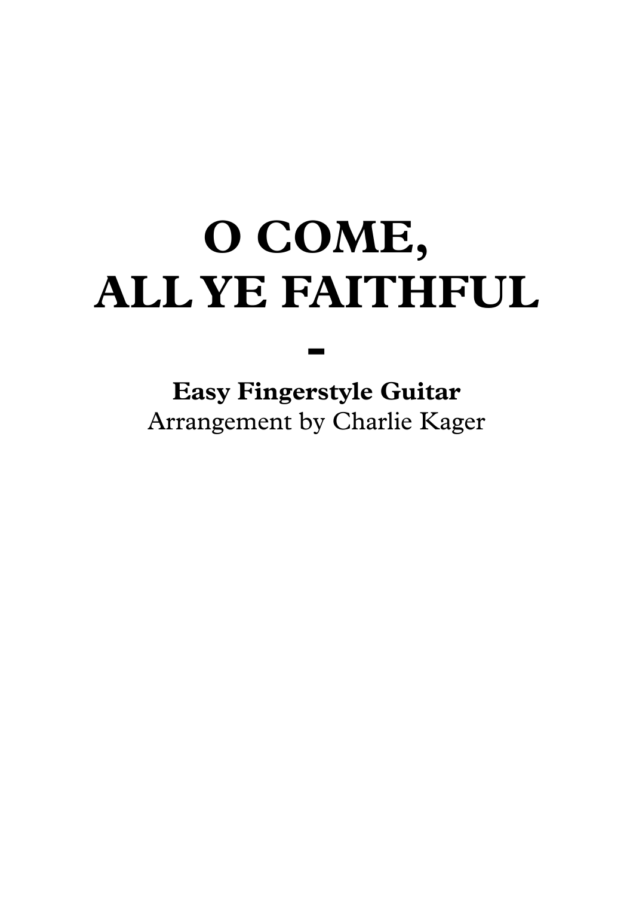# O COME, ALL YE FAITHFUL

# -

**Easy Fingerstyle Guitar**

Arrangement by Charlie Kager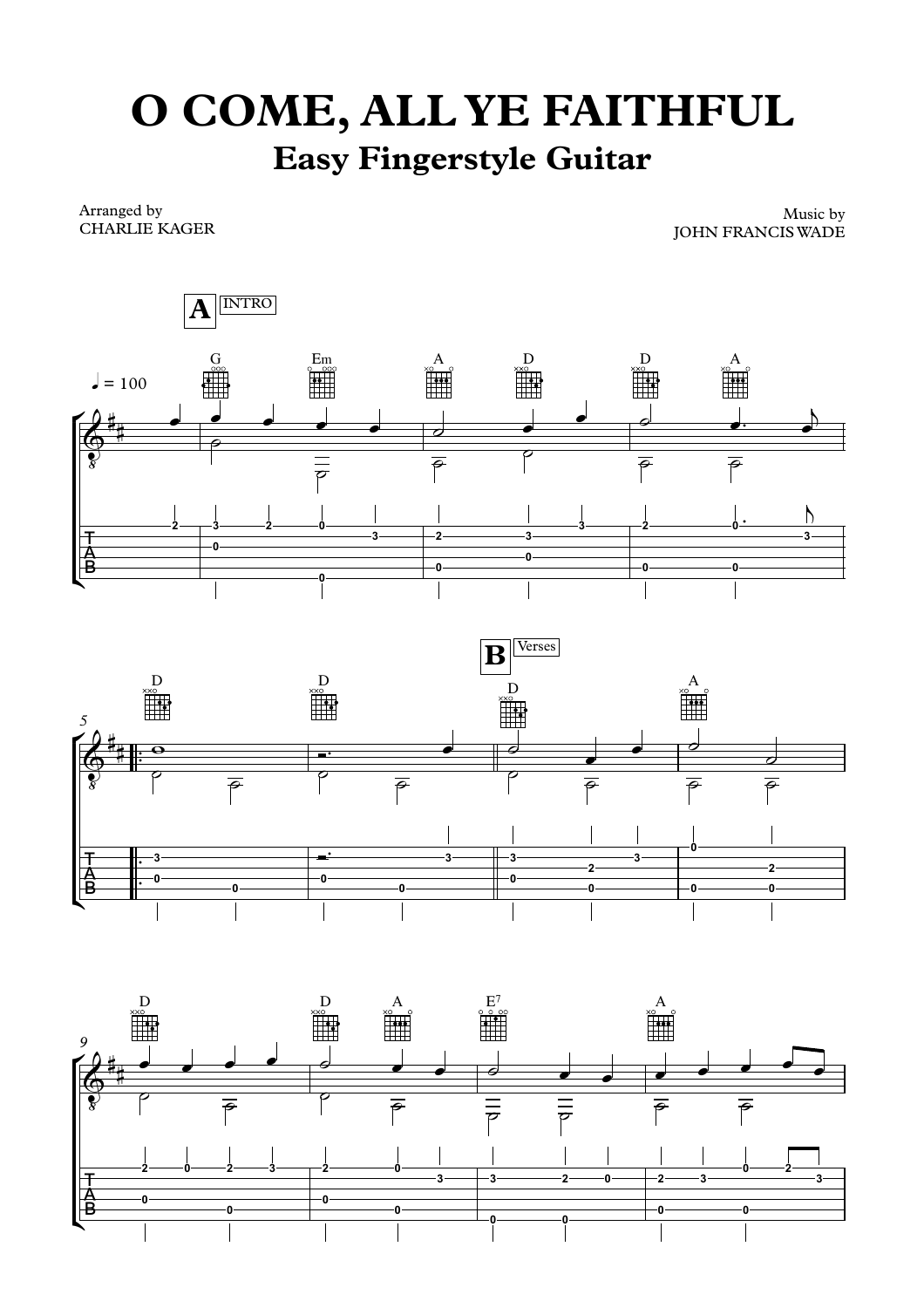# O COME, ALL YE FAITHFUL

## Easy Fingerstyle Guitar

Arranged by
CHARLIE KAGER

Music by
JOHN FRANCIS WADE

**A** INTRO

♩ = 100

G Em A D D A

D D

**B** Verses

D A

D D A E7 A